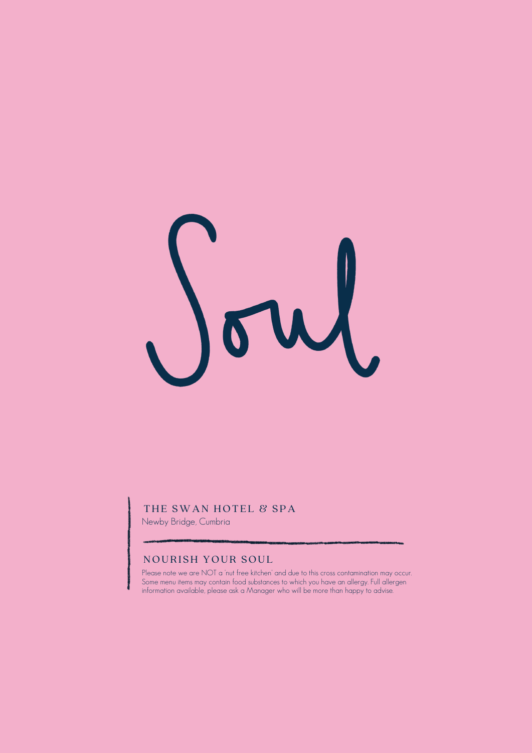# Soul

## THE SWAN HOTEL & SPA

Newby Bridge, Cumbria

## NOURISH YOUR SOUL

Please note we are NOT a 'nut free kitchen' and due to this cross contamination may occur. Some menu items may contain food substances to which you have an allergy. Full allergen information available, please ask a Manager who will be more than happy to advise.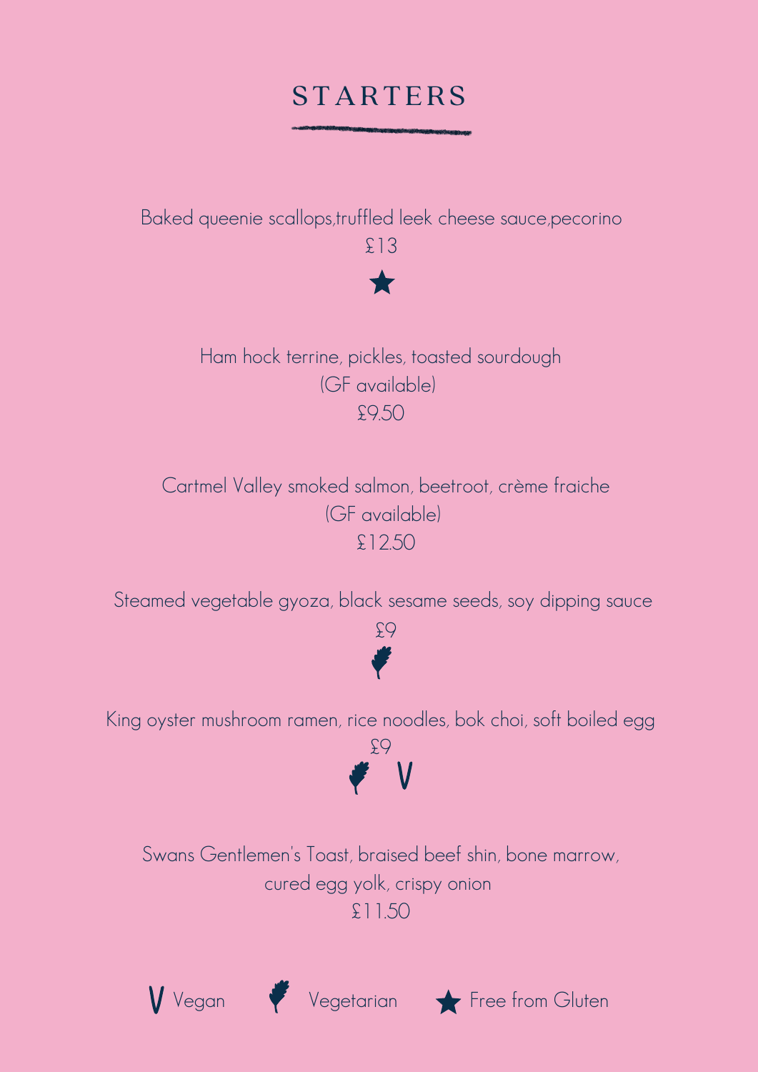# STARTERS

Baked queenie scallops,truffled leek cheese sauce,pecorino
£13
★

Ham hock terrine, pickles, toasted sourdough
(GF available)
£9.50

Cartmel Valley smoked salmon, beetroot, crème fraiche
(GF available)
£12.50

Steamed vegetable gyoza, black sesame seeds, soy dipping sauce
£9
🌿

King oyster mushroom ramen, rice noodles, bok choi, soft boiled egg
£9
🌿 V

Swans Gentlemen's Toast, braised beef shin, bone marrow, cured egg yolk, crispy onion
£11.50

V Vegan 🌿 Vegetarian ★ Free from Gluten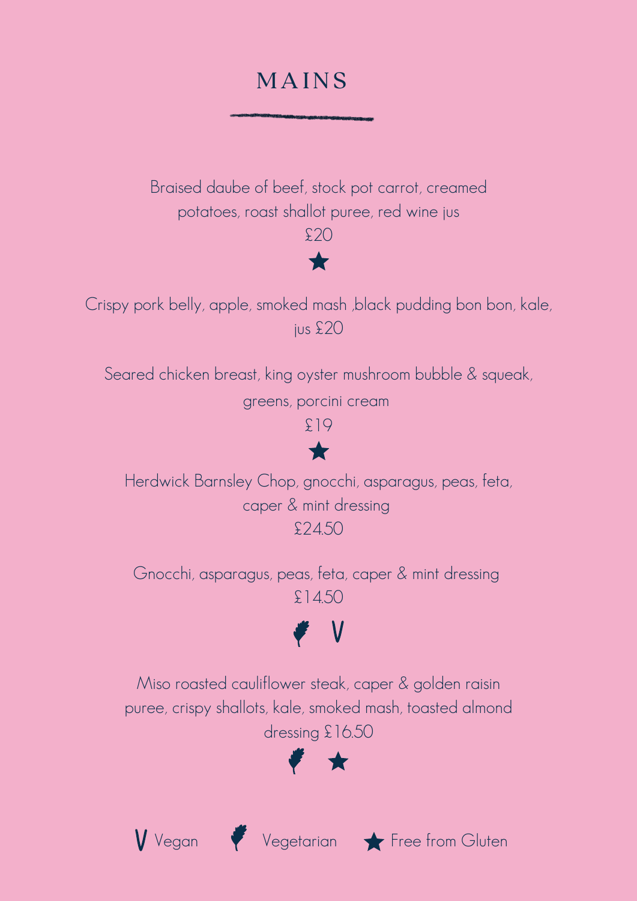# MAINS

Braised daube of beef, stock pot carrot, creamed potatoes, roast shallot puree, red wine jus
£20
★

Crispy pork belly, apple, smoked mash ,black pudding bon bon, kale, jus £20

Seared chicken breast, king oyster mushroom bubble & squeak, greens, porcini cream
£19
★

Herdwick Barnsley Chop, gnocchi, asparagus, peas, feta, caper & mint dressing
£24.50

Gnocchi, asparagus, peas, feta, caper & mint dressing
£14.50
🌿 V

Miso roasted cauliflower steak, caper & golden raisin puree, crispy shallots, kale, smoked mash, toasted almond dressing £16.50
🌿 ★

V Vegan 🌿 Vegetarian ★ Free from Gluten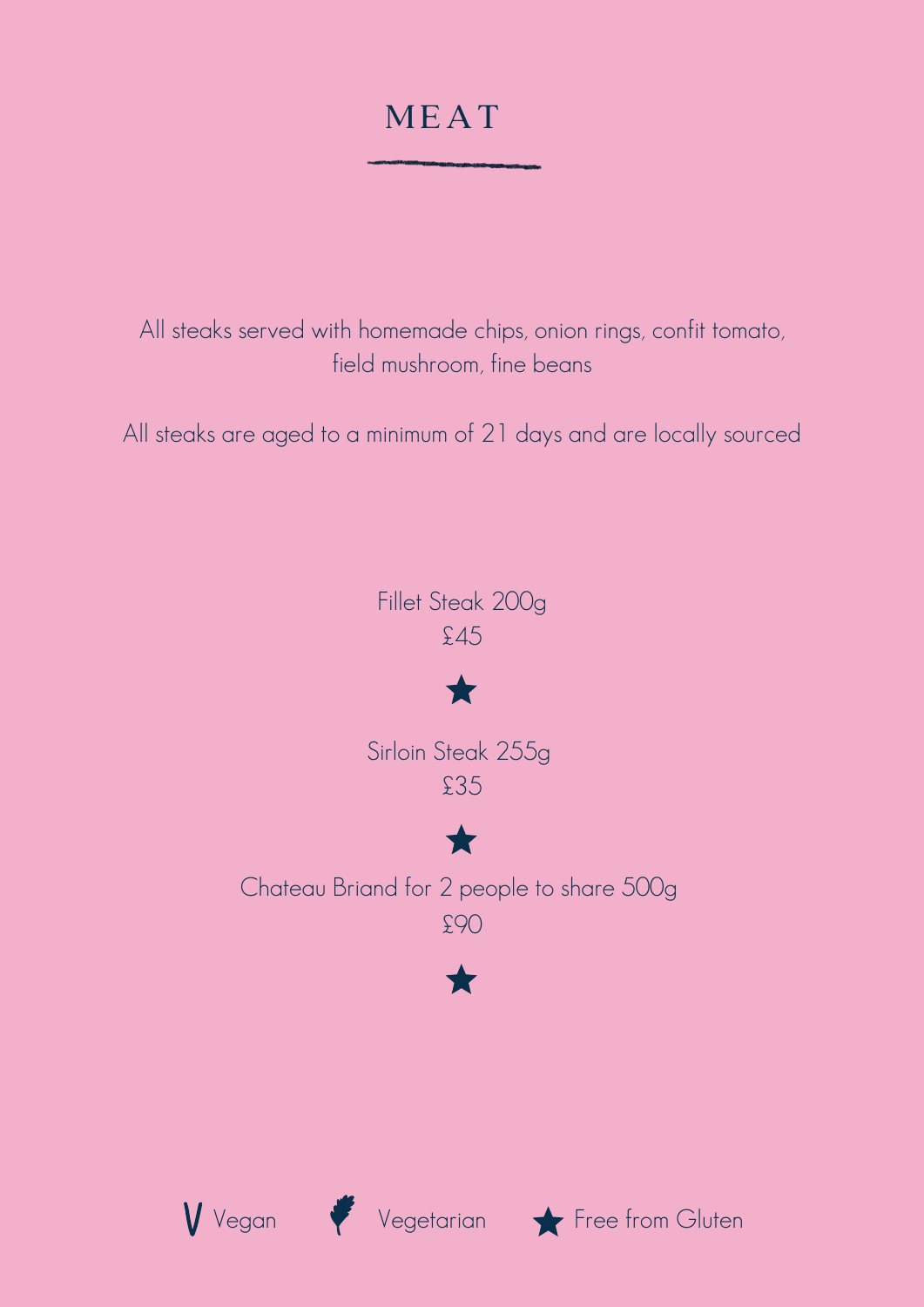# MEAT

All steaks served with homemade chips, onion rings, confit tomato, field mushroom, fine beans

All steaks are aged to a minimum of 21 days and are locally sourced

Fillet Steak 200g
£45
★

Sirloin Steak 255g
£35
★

Chateau Briand for 2 people to share 500g
£90
★

V Vegan   Vegetarian   ★ Free from Gluten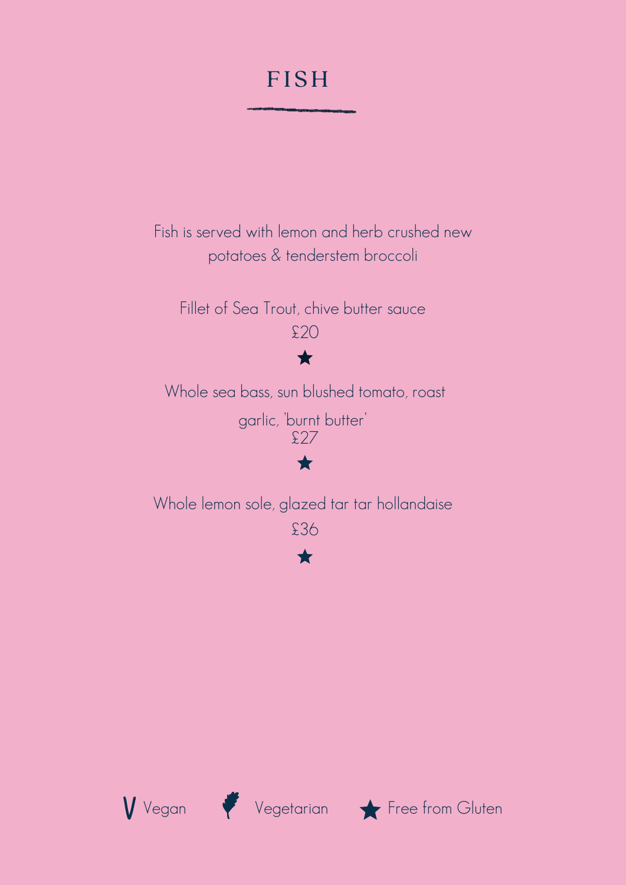# FISH

Fish is served with lemon and herb crushed new potatoes & tenderstem broccoli

Fillet of Sea Trout, chive butter sauce
£20
★

Whole sea bass, sun blushed tomato, roast garlic, 'burnt butter'
£27
★

Whole lemon sole, glazed tar tar hollandaise
£36
★

V Vegan   Vegetarian   ★ Free from Gluten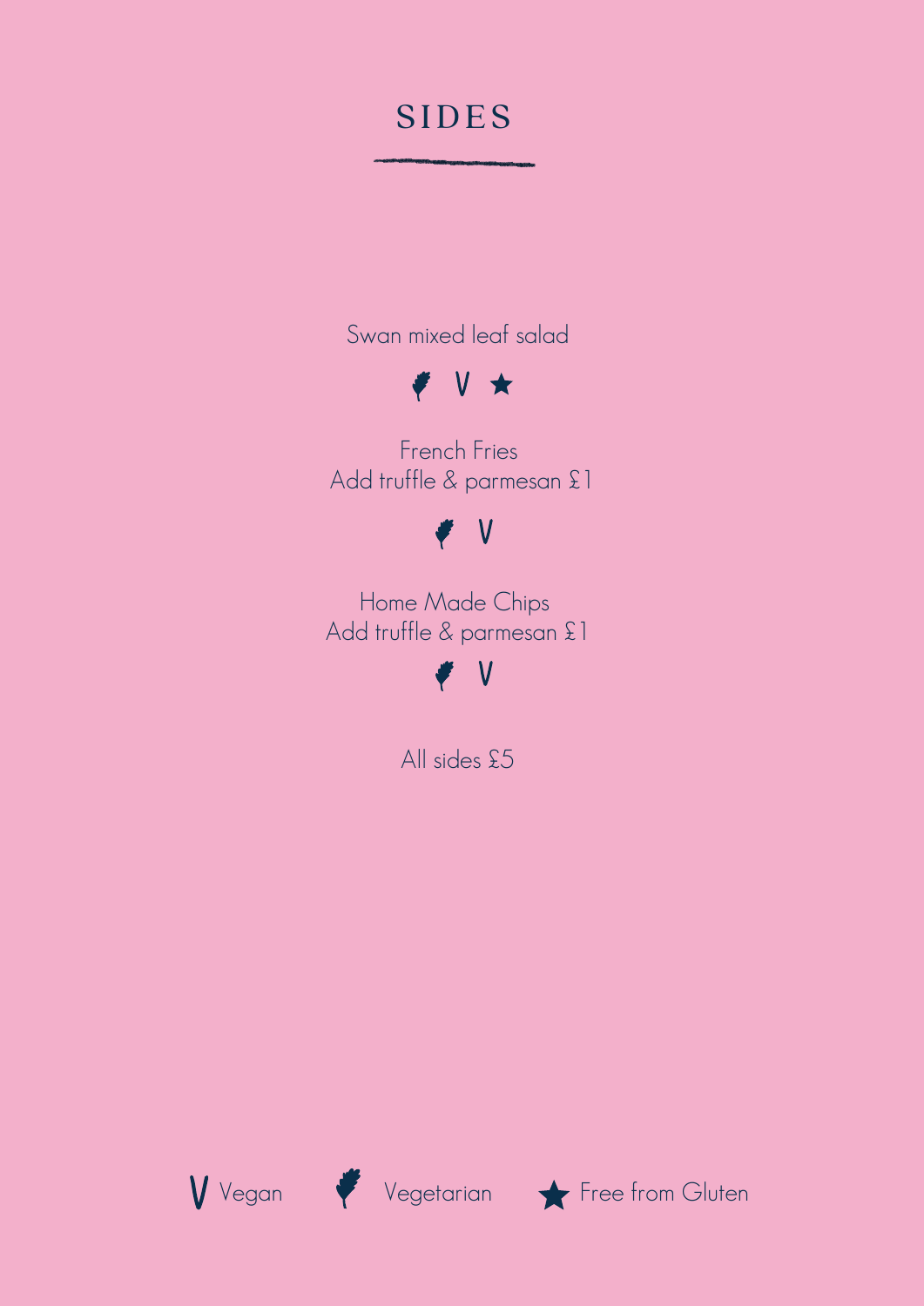# SIDES

Swan mixed leaf salad

Vegetarian, Vegan, Free from Gluten

French Fries
Add truffle & parmesan £1

Vegetarian, Vegan

Home Made Chips
Add truffle & parmesan £1

Vegetarian, Vegan

All sides £5

V Vegan    Vegetarian    ★ Free from Gluten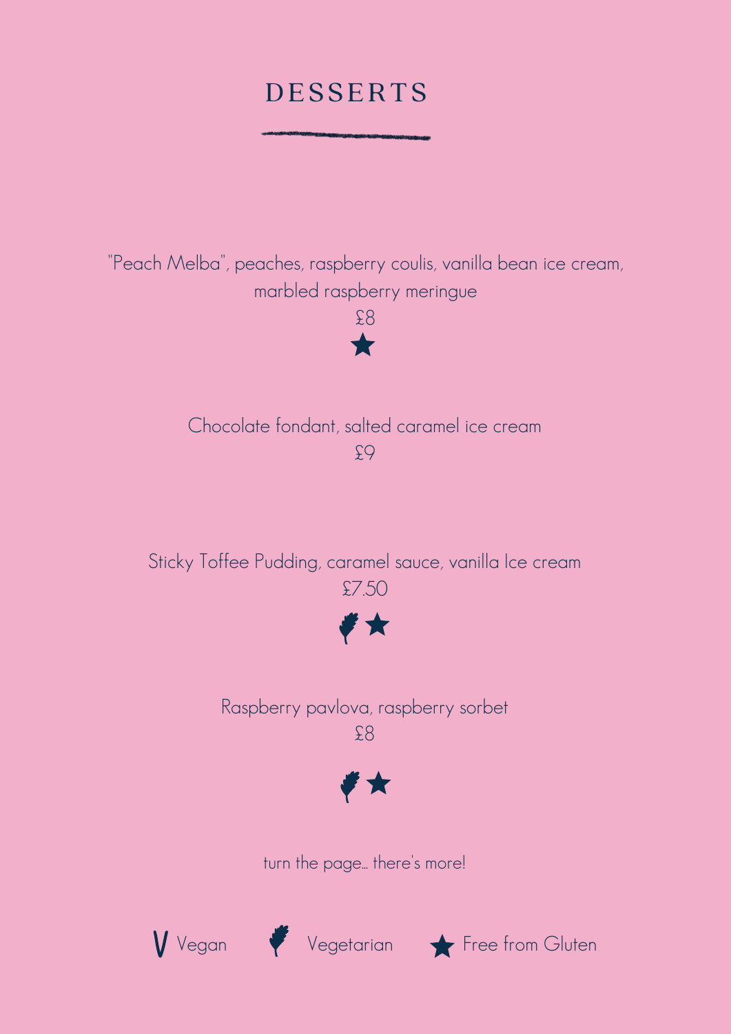# DESSERTS

"Peach Melba", peaches, raspberry coulis, vanilla bean ice cream, marbled raspberry meringue

£8

★

Chocolate fondant, salted caramel ice cream

£9

Sticky Toffee Pudding, caramel sauce, vanilla Ice cream

£7.50

🌿 ★

Raspberry pavlova, raspberry sorbet

£8

🌿 ★

turn the page... there's more!

V Vegan 🌿 Vegetarian ★ Free from Gluten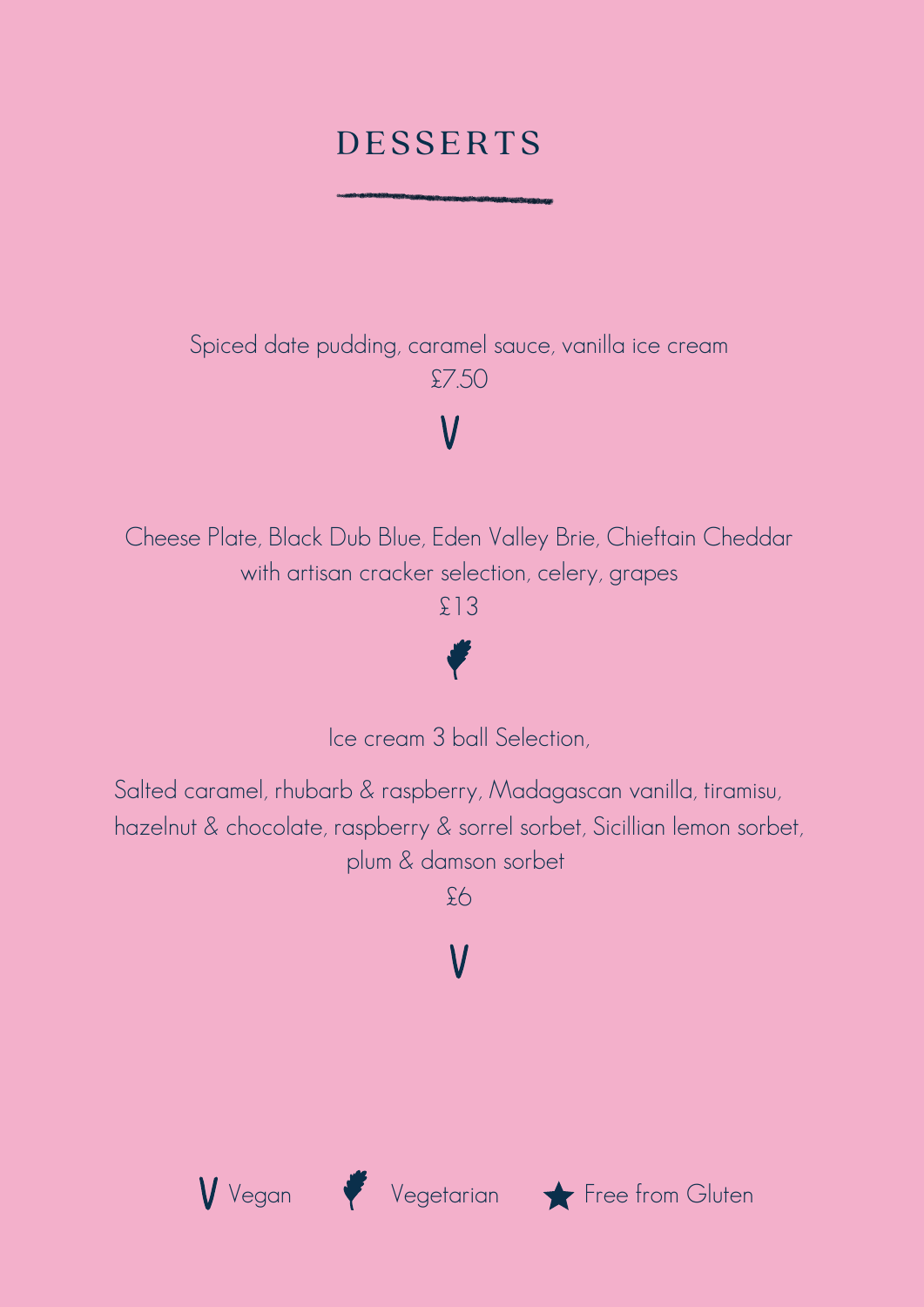# DESSERTS

Spiced date pudding, caramel sauce, vanilla ice cream
£7.50

V

Cheese Plate, Black Dub Blue, Eden Valley Brie, Chieftain Cheddar
with artisan cracker selection, celery, grapes
£13

Ice cream 3 ball Selection,

Salted caramel, rhubarb & raspberry, Madagascan vanilla, tiramisu, hazelnut & chocolate, raspberry & sorrel sorbet, Sicillian lemon sorbet, plum & damson sorbet
£6

V

V Vegan    Vegetarian    ★ Free from Gluten